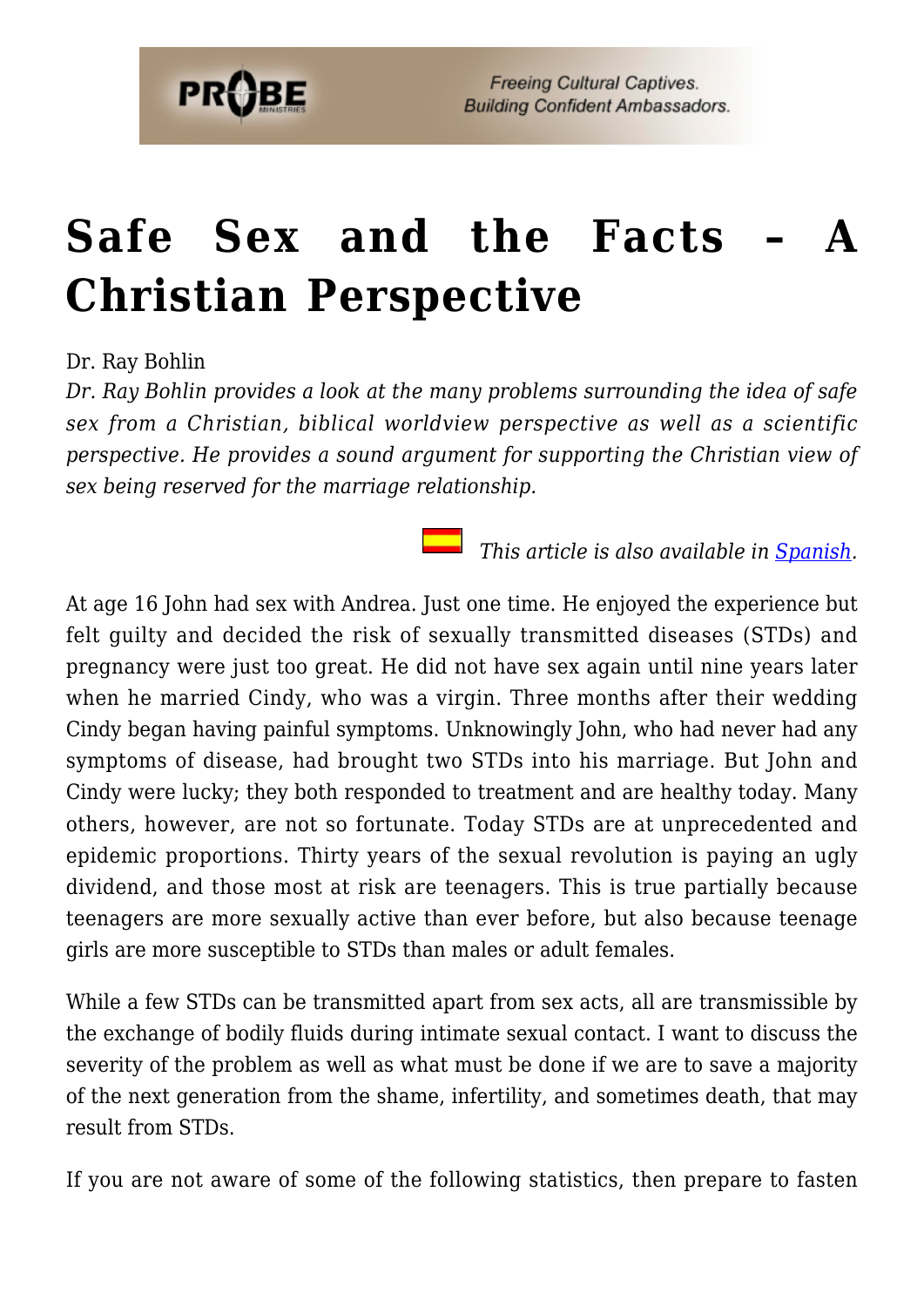# Safe Sex and the Facts – A Christian Perspective

Dr. Ray Bohlin

*Dr. Ray Bohlin provides a look at the many problems surrounding the idea of safe sex from a Christian, biblical worldview perspective as well as a scientific perspective. He provides a sound argument for supporting the Christian view of sex being reserved for the marriage relationship.*

*This article is also available in [Spanish](Spanish).*

At age 16 John had sex with Andrea. Just one time. He enjoyed the experience but felt guilty and decided the risk of sexually transmitted diseases (STDs) and pregnancy were just too great. He did not have sex again until nine years later when he married Cindy, who was a virgin. Three months after their wedding Cindy began having painful symptoms. Unknowingly John, who had never had any symptoms of disease, had brought two STDs into his marriage. But John and Cindy were lucky; they both responded to treatment and are healthy today. Many others, however, are not so fortunate. Today STDs are at unprecedented and epidemic proportions. Thirty years of the sexual revolution is paying an ugly dividend, and those most at risk are teenagers. This is true partially because teenagers are more sexually active than ever before, but also because teenage girls are more susceptible to STDs than males or adult females.

While a few STDs can be transmitted apart from sex acts, all are transmissible by the exchange of bodily fluids during intimate sexual contact. I want to discuss the severity of the problem as well as what must be done if we are to save a majority of the next generation from the shame, infertility, and sometimes death, that may result from STDs.

If you are not aware of some of the following statistics, then prepare to fasten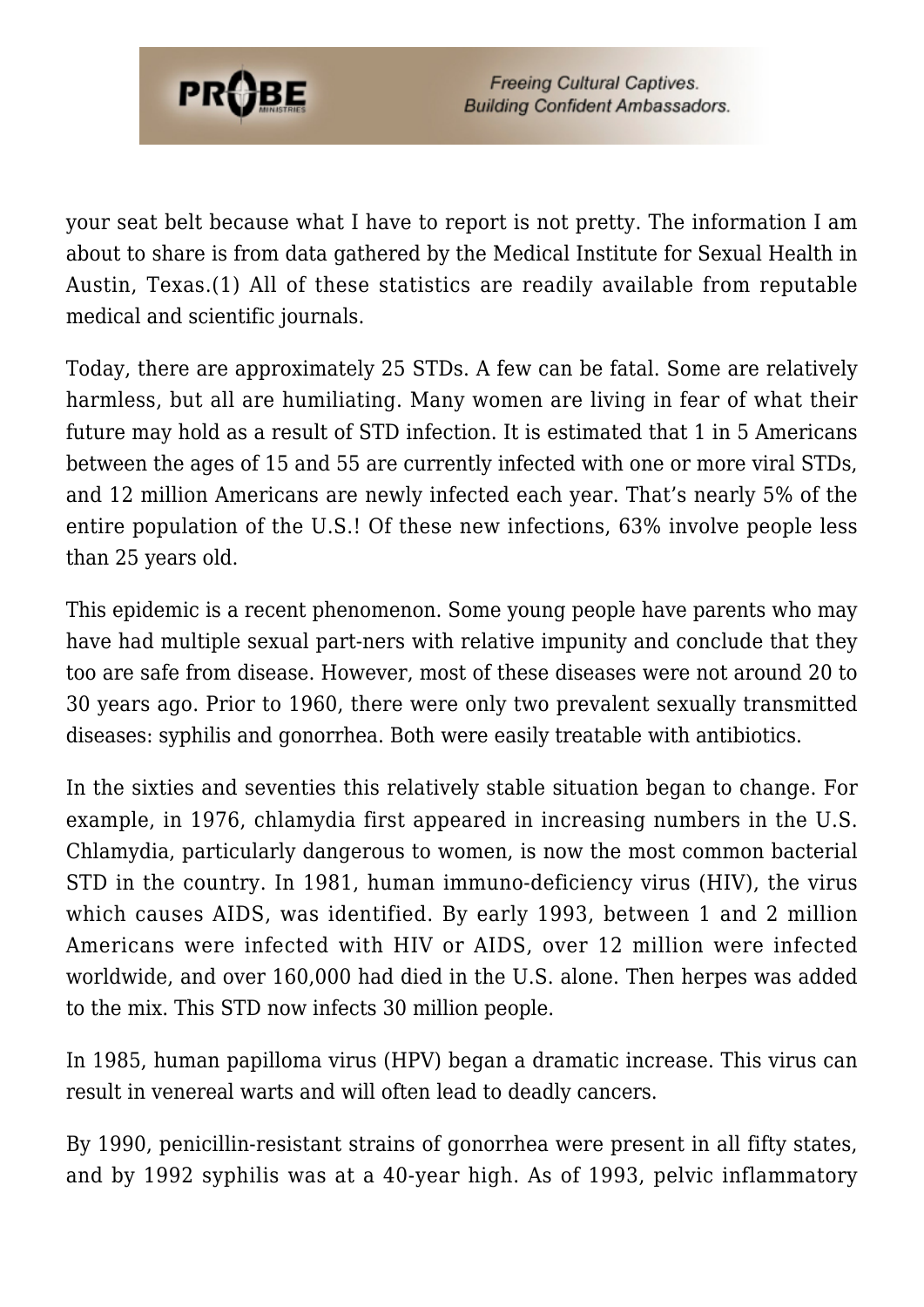your seat belt because what I have to report is not pretty. The information I am about to share is from data gathered by the Medical Institute for Sexual Health in Austin, Texas.(1) All of these statistics are readily available from reputable medical and scientific journals.

Today, there are approximately 25 STDs. A few can be fatal. Some are relatively harmless, but all are humiliating. Many women are living in fear of what their future may hold as a result of STD infection. It is estimated that 1 in 5 Americans between the ages of 15 and 55 are currently infected with one or more viral STDs, and 12 million Americans are newly infected each year. That's nearly 5% of the entire population of the U.S.! Of these new infections, 63% involve people less than 25 years old.

This epidemic is a recent phenomenon. Some young people have parents who may have had multiple sexual part-ners with relative impunity and conclude that they too are safe from disease. However, most of these diseases were not around 20 to 30 years ago. Prior to 1960, there were only two prevalent sexually transmitted diseases: syphilis and gonorrhea. Both were easily treatable with antibiotics.

In the sixties and seventies this relatively stable situation began to change. For example, in 1976, chlamydia first appeared in increasing numbers in the U.S. Chlamydia, particularly dangerous to women, is now the most common bacterial STD in the country. In 1981, human immuno-deficiency virus (HIV), the virus which causes AIDS, was identified. By early 1993, between 1 and 2 million Americans were infected with HIV or AIDS, over 12 million were infected worldwide, and over 160,000 had died in the U.S. alone. Then herpes was added to the mix. This STD now infects 30 million people.

In 1985, human papilloma virus (HPV) began a dramatic increase. This virus can result in venereal warts and will often lead to deadly cancers.

By 1990, penicillin-resistant strains of gonorrhea were present in all fifty states, and by 1992 syphilis was at a 40-year high. As of 1993, pelvic inflammatory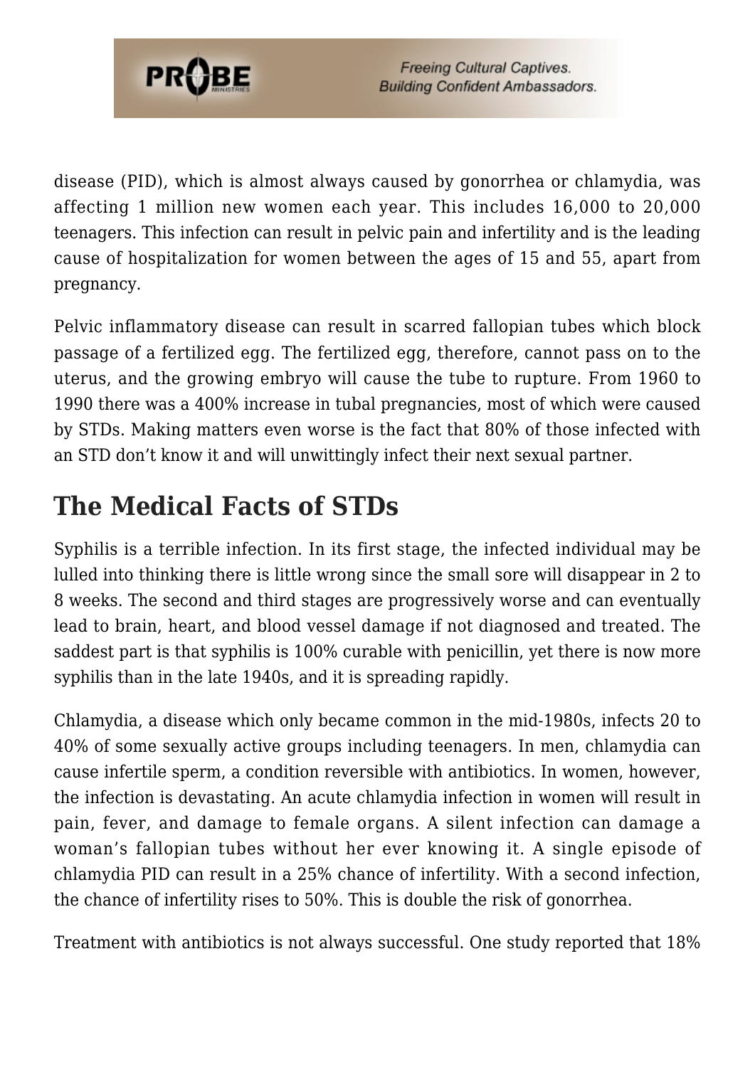disease (PID), which is almost always caused by gonorrhea or chlamydia, was affecting 1 million new women each year. This includes 16,000 to 20,000 teenagers. This infection can result in pelvic pain and infertility and is the leading cause of hospitalization for women between the ages of 15 and 55, apart from pregnancy.

Pelvic inflammatory disease can result in scarred fallopian tubes which block passage of a fertilized egg. The fertilized egg, therefore, cannot pass on to the uterus, and the growing embryo will cause the tube to rupture. From 1960 to 1990 there was a 400% increase in tubal pregnancies, most of which were caused by STDs. Making matters even worse is the fact that 80% of those infected with an STD don't know it and will unwittingly infect their next sexual partner.

## The Medical Facts of STDs

Syphilis is a terrible infection. In its first stage, the infected individual may be lulled into thinking there is little wrong since the small sore will disappear in 2 to 8 weeks. The second and third stages are progressively worse and can eventually lead to brain, heart, and blood vessel damage if not diagnosed and treated. The saddest part is that syphilis is 100% curable with penicillin, yet there is now more syphilis than in the late 1940s, and it is spreading rapidly.

Chlamydia, a disease which only became common in the mid-1980s, infects 20 to 40% of some sexually active groups including teenagers. In men, chlamydia can cause infertile sperm, a condition reversible with antibiotics. In women, however, the infection is devastating. An acute chlamydia infection in women will result in pain, fever, and damage to female organs. A silent infection can damage a woman's fallopian tubes without her ever knowing it. A single episode of chlamydia PID can result in a 25% chance of infertility. With a second infection, the chance of infertility rises to 50%. This is double the risk of gonorrhea.

Treatment with antibiotics is not always successful. One study reported that 18%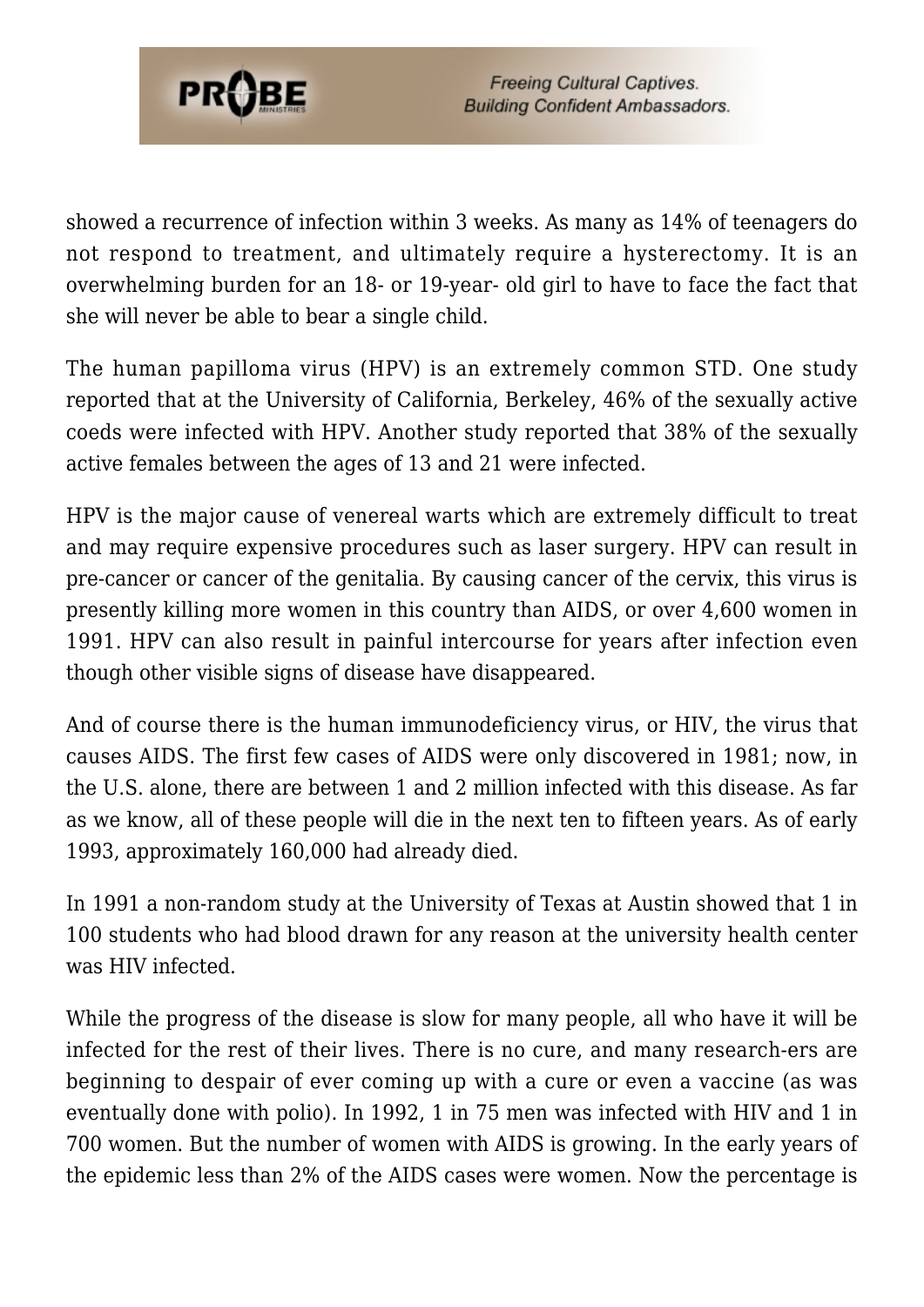showed a recurrence of infection within 3 weeks. As many as 14% of teenagers do not respond to treatment, and ultimately require a hysterectomy. It is an overwhelming burden for an 18- or 19-year- old girl to have to face the fact that she will never be able to bear a single child.

The human papilloma virus (HPV) is an extremely common STD. One study reported that at the University of California, Berkeley, 46% of the sexually active coeds were infected with HPV. Another study reported that 38% of the sexually active females between the ages of 13 and 21 were infected.

HPV is the major cause of venereal warts which are extremely difficult to treat and may require expensive procedures such as laser surgery. HPV can result in pre-cancer or cancer of the genitalia. By causing cancer of the cervix, this virus is presently killing more women in this country than AIDS, or over 4,600 women in 1991. HPV can also result in painful intercourse for years after infection even though other visible signs of disease have disappeared.

And of course there is the human immunodeficiency virus, or HIV, the virus that causes AIDS. The first few cases of AIDS were only discovered in 1981; now, in the U.S. alone, there are between 1 and 2 million infected with this disease. As far as we know, all of these people will die in the next ten to fifteen years. As of early 1993, approximately 160,000 had already died.

In 1991 a non-random study at the University of Texas at Austin showed that 1 in 100 students who had blood drawn for any reason at the university health center was HIV infected.

While the progress of the disease is slow for many people, all who have it will be infected for the rest of their lives. There is no cure, and many research-ers are beginning to despair of ever coming up with a cure or even a vaccine (as was eventually done with polio). In 1992, 1 in 75 men was infected with HIV and 1 in 700 women. But the number of women with AIDS is growing. In the early years of the epidemic less than 2% of the AIDS cases were women. Now the percentage is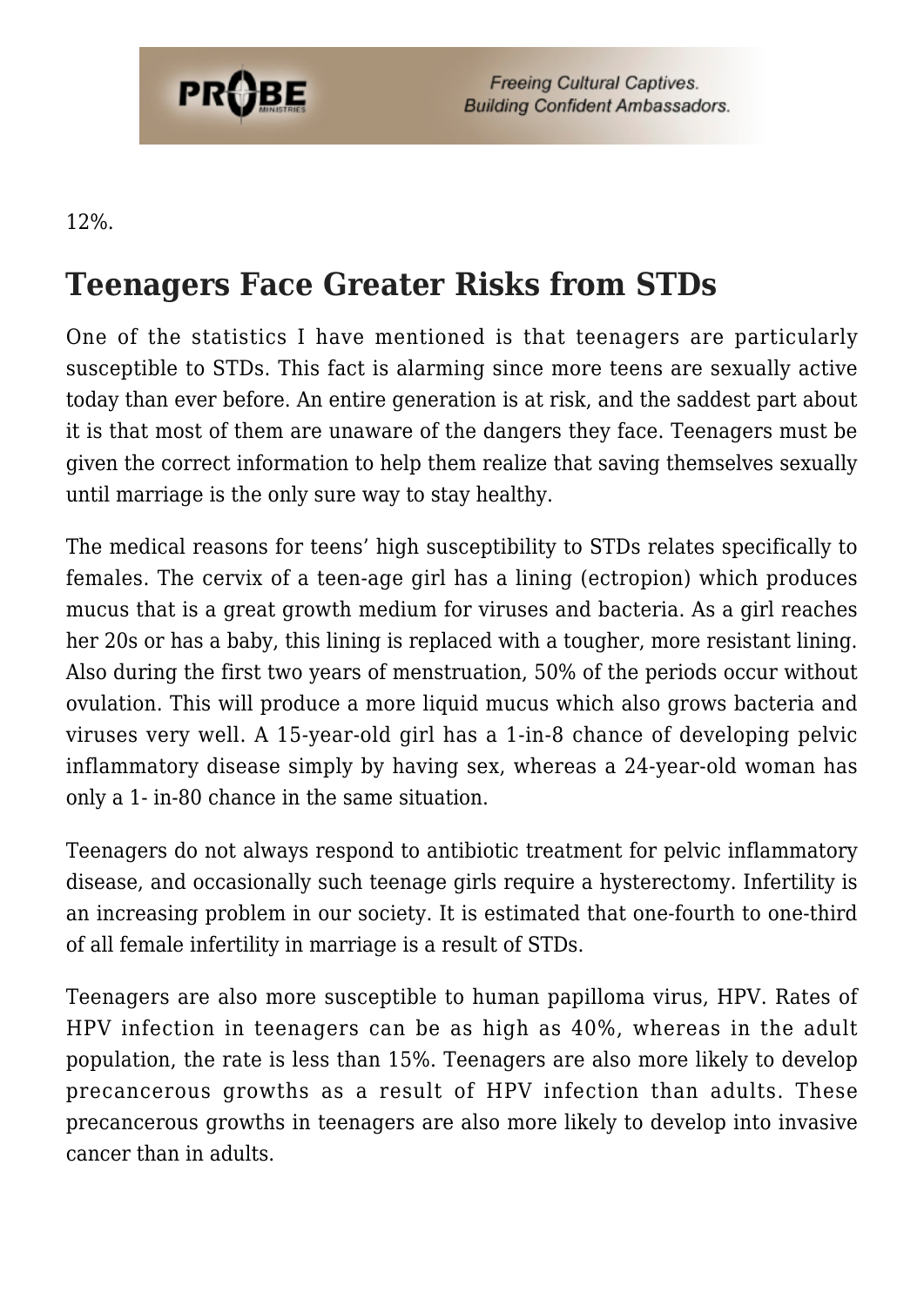12%.

## Teenagers Face Greater Risks from STDs

One of the statistics I have mentioned is that teenagers are particularly susceptible to STDs. This fact is alarming since more teens are sexually active today than ever before. An entire generation is at risk, and the saddest part about it is that most of them are unaware of the dangers they face. Teenagers must be given the correct information to help them realize that saving themselves sexually until marriage is the only sure way to stay healthy.

The medical reasons for teens' high susceptibility to STDs relates specifically to females. The cervix of a teen-age girl has a lining (ectropion) which produces mucus that is a great growth medium for viruses and bacteria. As a girl reaches her 20s or has a baby, this lining is replaced with a tougher, more resistant lining. Also during the first two years of menstruation, 50% of the periods occur without ovulation. This will produce a more liquid mucus which also grows bacteria and viruses very well. A 15-year-old girl has a 1-in-8 chance of developing pelvic inflammatory disease simply by having sex, whereas a 24-year-old woman has only a 1- in-80 chance in the same situation.

Teenagers do not always respond to antibiotic treatment for pelvic inflammatory disease, and occasionally such teenage girls require a hysterectomy. Infertility is an increasing problem in our society. It is estimated that one-fourth to one-third of all female infertility in marriage is a result of STDs.

Teenagers are also more susceptible to human papilloma virus, HPV. Rates of HPV infection in teenagers can be as high as 40%, whereas in the adult population, the rate is less than 15%. Teenagers are also more likely to develop precancerous growths as a result of HPV infection than adults. These precancerous growths in teenagers are also more likely to develop into invasive cancer than in adults.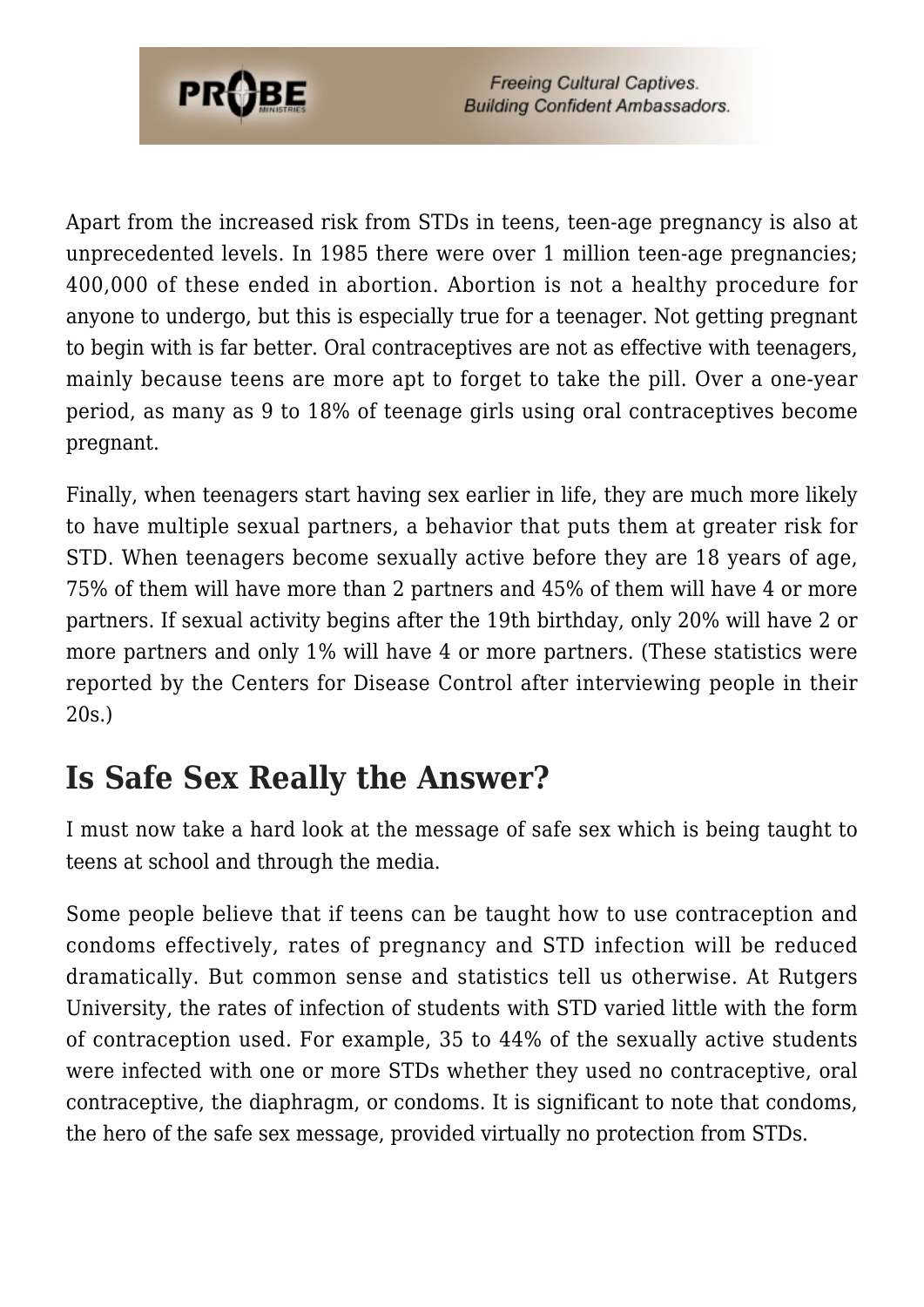Apart from the increased risk from STDs in teens, teen-age pregnancy is also at unprecedented levels. In 1985 there were over 1 million teen-age pregnancies; 400,000 of these ended in abortion. Abortion is not a healthy procedure for anyone to undergo, but this is especially true for a teenager. Not getting pregnant to begin with is far better. Oral contraceptives are not as effective with teenagers, mainly because teens are more apt to forget to take the pill. Over a one-year period, as many as 9 to 18% of teenage girls using oral contraceptives become pregnant.

Finally, when teenagers start having sex earlier in life, they are much more likely to have multiple sexual partners, a behavior that puts them at greater risk for STD. When teenagers become sexually active before they are 18 years of age, 75% of them will have more than 2 partners and 45% of them will have 4 or more partners. If sexual activity begins after the 19th birthday, only 20% will have 2 or more partners and only 1% will have 4 or more partners. (These statistics were reported by the Centers for Disease Control after interviewing people in their 20s.)

## Is Safe Sex Really the Answer?

I must now take a hard look at the message of safe sex which is being taught to teens at school and through the media.

Some people believe that if teens can be taught how to use contraception and condoms effectively, rates of pregnancy and STD infection will be reduced dramatically. But common sense and statistics tell us otherwise. At Rutgers University, the rates of infection of students with STD varied little with the form of contraception used. For example, 35 to 44% of the sexually active students were infected with one or more STDs whether they used no contraceptive, oral contraceptive, the diaphragm, or condoms. It is significant to note that condoms, the hero of the safe sex message, provided virtually no protection from STDs.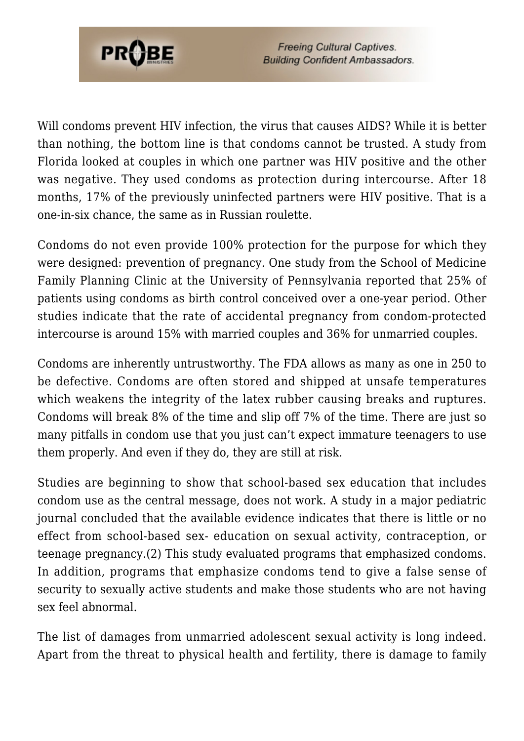Will condoms prevent HIV infection, the virus that causes AIDS? While it is better than nothing, the bottom line is that condoms cannot be trusted. A study from Florida looked at couples in which one partner was HIV positive and the other was negative. They used condoms as protection during intercourse. After 18 months, 17% of the previously uninfected partners were HIV positive. That is a one-in-six chance, the same as in Russian roulette.

Condoms do not even provide 100% protection for the purpose for which they were designed: prevention of pregnancy. One study from the School of Medicine Family Planning Clinic at the University of Pennsylvania reported that 25% of patients using condoms as birth control conceived over a one-year period. Other studies indicate that the rate of accidental pregnancy from condom-protected intercourse is around 15% with married couples and 36% for unmarried couples.

Condoms are inherently untrustworthy. The FDA allows as many as one in 250 to be defective. Condoms are often stored and shipped at unsafe temperatures which weakens the integrity of the latex rubber causing breaks and ruptures. Condoms will break 8% of the time and slip off 7% of the time. There are just so many pitfalls in condom use that you just can't expect immature teenagers to use them properly. And even if they do, they are still at risk.

Studies are beginning to show that school-based sex education that includes condom use as the central message, does not work. A study in a major pediatric journal concluded that the available evidence indicates that there is little or no effect from school-based sex- education on sexual activity, contraception, or teenage pregnancy.(2) This study evaluated programs that emphasized condoms. In addition, programs that emphasize condoms tend to give a false sense of security to sexually active students and make those students who are not having sex feel abnormal.

The list of damages from unmarried adolescent sexual activity is long indeed. Apart from the threat to physical health and fertility, there is damage to family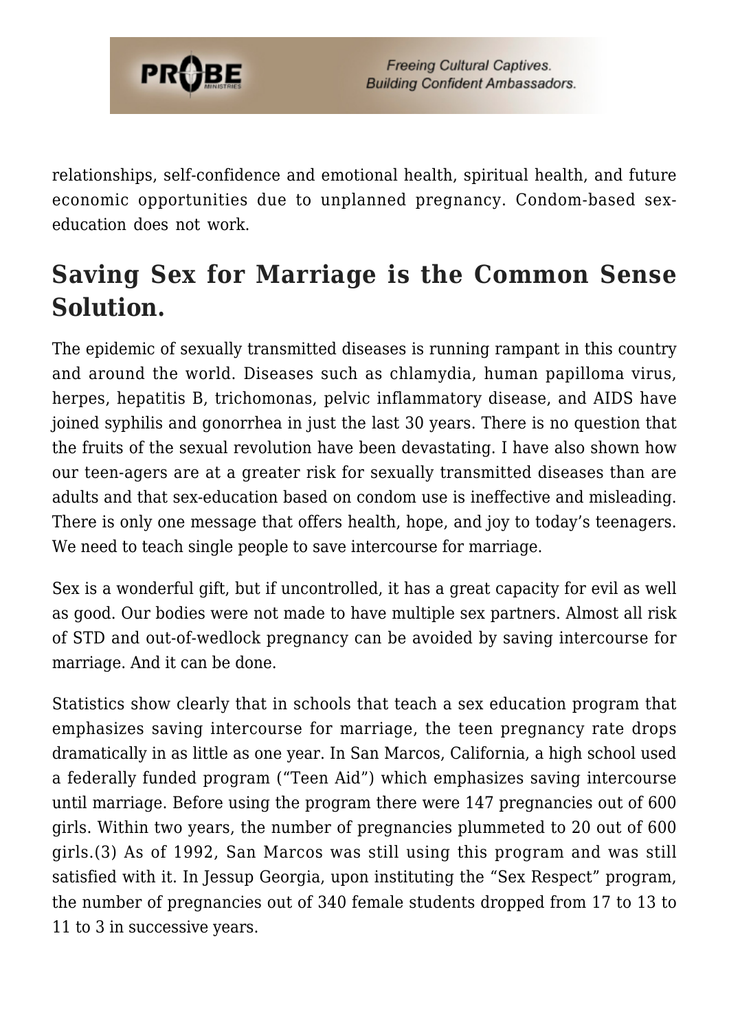relationships, self-confidence and emotional health, spiritual health, and future economic opportunities due to unplanned pregnancy. Condom-based sex-education does not work.

## Saving Sex for Marriage is the Common Sense Solution.

The epidemic of sexually transmitted diseases is running rampant in this country and around the world. Diseases such as chlamydia, human papilloma virus, herpes, hepatitis B, trichomonas, pelvic inflammatory disease, and AIDS have joined syphilis and gonorrhea in just the last 30 years. There is no question that the fruits of the sexual revolution have been devastating. I have also shown how our teen-agers are at a greater risk for sexually transmitted diseases than are adults and that sex-education based on condom use is ineffective and misleading. There is only one message that offers health, hope, and joy to today's teenagers. We need to teach single people to save intercourse for marriage.

Sex is a wonderful gift, but if uncontrolled, it has a great capacity for evil as well as good. Our bodies were not made to have multiple sex partners. Almost all risk of STD and out-of-wedlock pregnancy can be avoided by saving intercourse for marriage. And it can be done.

Statistics show clearly that in schools that teach a sex education program that emphasizes saving intercourse for marriage, the teen pregnancy rate drops dramatically in as little as one year. In San Marcos, California, a high school used a federally funded program ("Teen Aid") which emphasizes saving intercourse until marriage. Before using the program there were 147 pregnancies out of 600 girls. Within two years, the number of pregnancies plummeted to 20 out of 600 girls.(3) As of 1992, San Marcos was still using this program and was still satisfied with it. In Jessup Georgia, upon instituting the "Sex Respect" program, the number of pregnancies out of 340 female students dropped from 17 to 13 to 11 to 3 in successive years.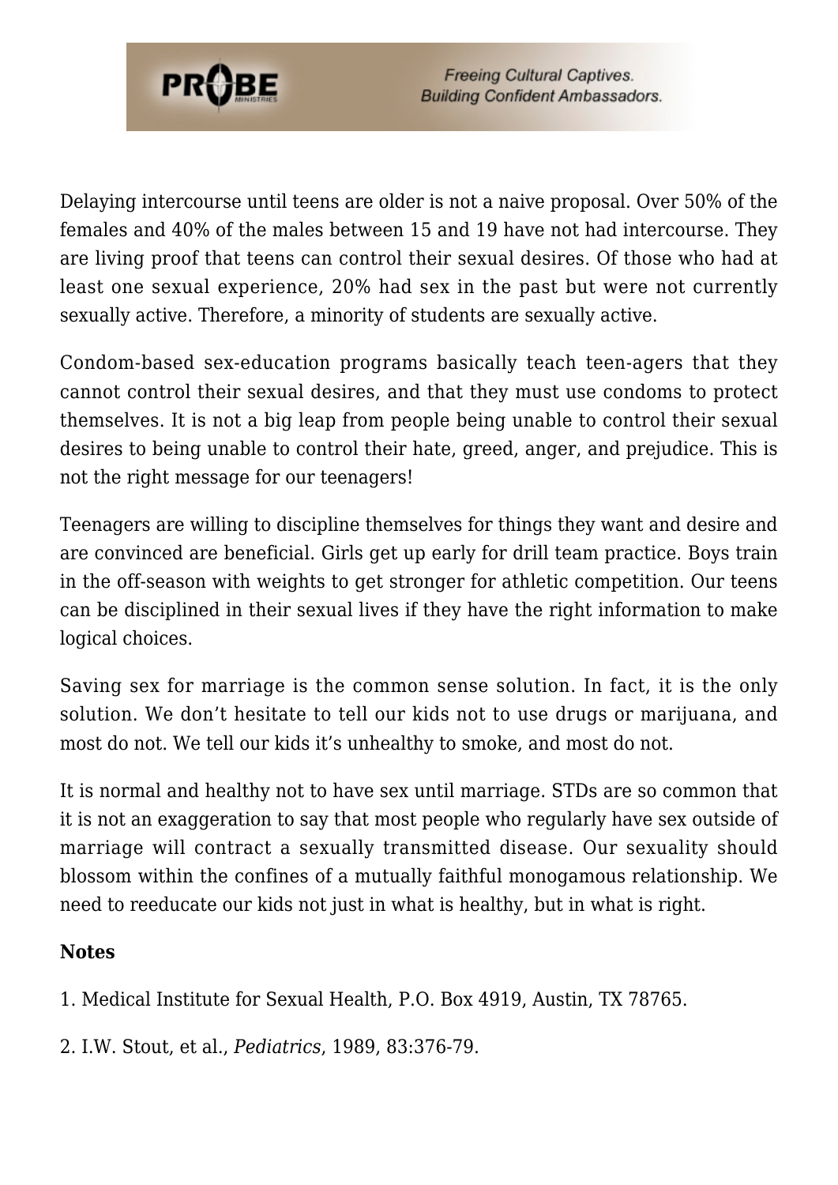Delaying intercourse until teens are older is not a naive proposal. Over 50% of the females and 40% of the males between 15 and 19 have not had intercourse. They are living proof that teens can control their sexual desires. Of those who had at least one sexual experience, 20% had sex in the past but were not currently sexually active. Therefore, a minority of students are sexually active.

Condom-based sex-education programs basically teach teen-agers that they cannot control their sexual desires, and that they must use condoms to protect themselves. It is not a big leap from people being unable to control their sexual desires to being unable to control their hate, greed, anger, and prejudice. This is not the right message for our teenagers!

Teenagers are willing to discipline themselves for things they want and desire and are convinced are beneficial. Girls get up early for drill team practice. Boys train in the off-season with weights to get stronger for athletic competition. Our teens can be disciplined in their sexual lives if they have the right information to make logical choices.

Saving sex for marriage is the common sense solution. In fact, it is the only solution. We don't hesitate to tell our kids not to use drugs or marijuana, and most do not. We tell our kids it's unhealthy to smoke, and most do not.

It is normal and healthy not to have sex until marriage. STDs are so common that it is not an exaggeration to say that most people who regularly have sex outside of marriage will contract a sexually transmitted disease. Our sexuality should blossom within the confines of a mutually faithful monogamous relationship. We need to reeducate our kids not just in what is healthy, but in what is right.

**Notes**

1. Medical Institute for Sexual Health, P.O. Box 4919, Austin, TX 78765.

2. I.W. Stout, et al., *Pediatrics*, 1989, 83:376-79.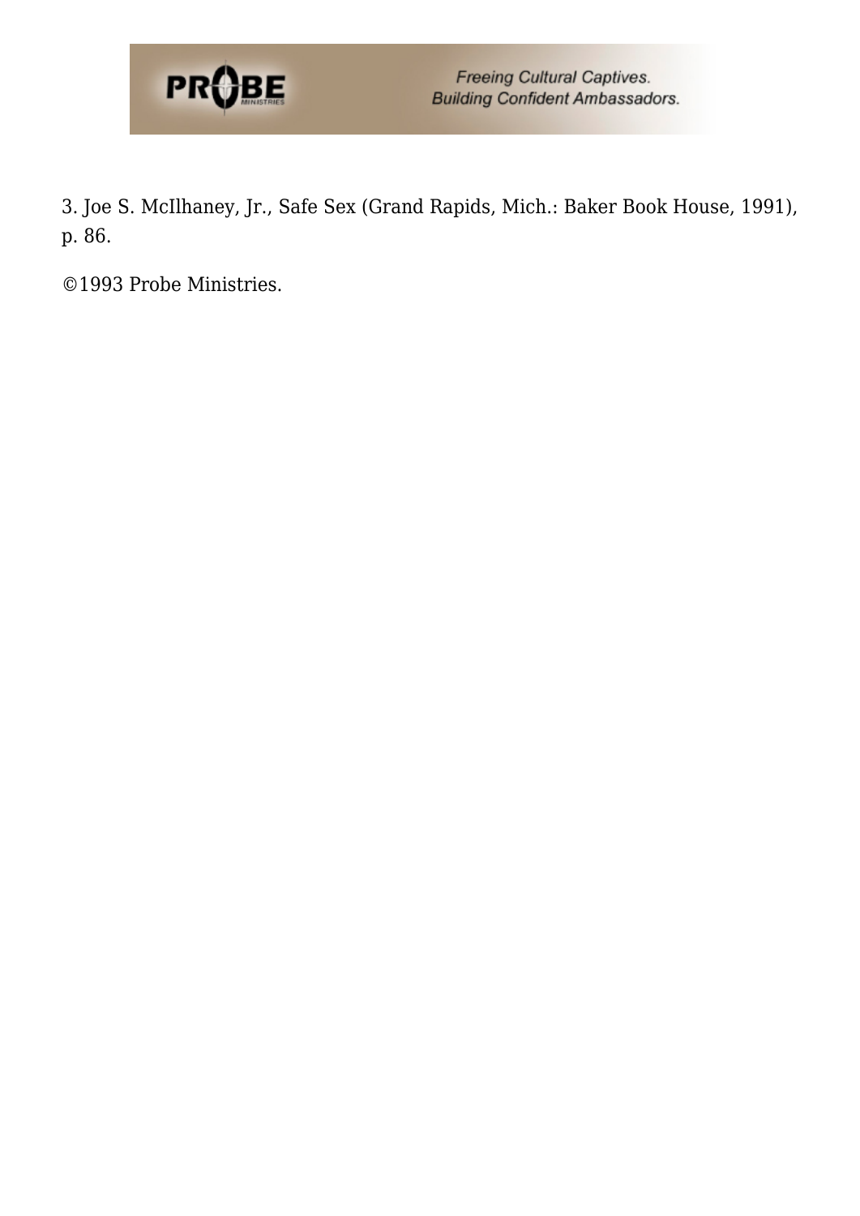3. Joe S. McIlhaney, Jr., Safe Sex (Grand Rapids, Mich.: Baker Book House, 1991), p. 86.

©1993 Probe Ministries.